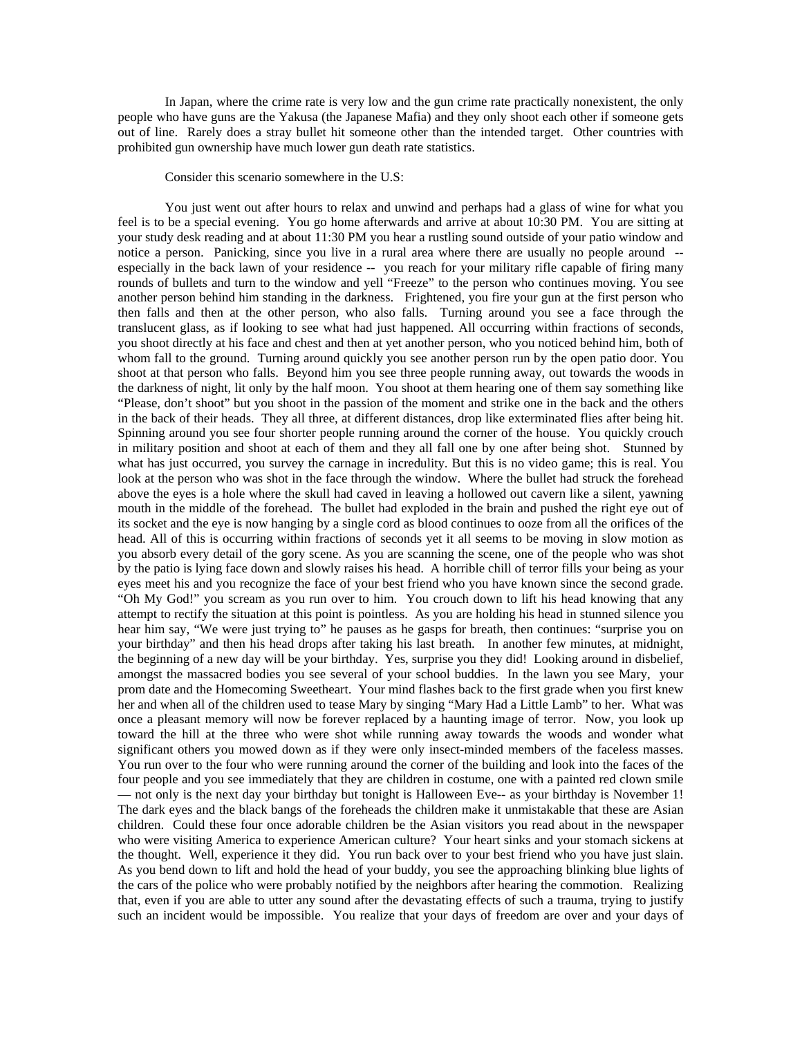In Japan, where the crime rate is very low and the gun crime rate practically nonexistent, the only people who have guns are the Yakusa (the Japanese Mafia) and they only shoot each other if someone gets out of line. Rarely does a stray bullet hit someone other than the intended target. Other countries with prohibited gun ownership have much lower gun death rate statistics.

Consider this scenario somewhere in the U.S:

You just went out after hours to relax and unwind and perhaps had a glass of wine for what you feel is to be a special evening. You go home afterwards and arrive at about 10:30 PM. You are sitting at your study desk reading and at about 11:30 PM you hear a rustling sound outside of your patio window and notice a person. Panicking, since you live in a rural area where there are usually no people around -- especially in the back lawn of your residence -- you reach for your military rifle capable of firing many rounds of bullets and turn to the window and yell "Freeze" to the person who continues moving. You see another person behind him standing in the darkness. Frightened, you fire your gun at the first person who then falls and then at the other person, who also falls. Turning around you see a face through the translucent glass, as if looking to see what had just happened. All occurring within fractions of seconds, you shoot directly at his face and chest and then at yet another person, who you noticed behind him, both of whom fall to the ground. Turning around quickly you see another person run by the open patio door. You shoot at that person who falls. Beyond him you see three people running away, out towards the woods in the darkness of night, lit only by the half moon. You shoot at them hearing one of them say something like "Please, don't shoot" but you shoot in the passion of the moment and strike one in the back and the others in the back of their heads. They all three, at different distances, drop like exterminated flies after being hit. Spinning around you see four shorter people running around the corner of the house. You quickly crouch in military position and shoot at each of them and they all fall one by one after being shot. Stunned by what has just occurred, you survey the carnage in incredulity. But this is no video game; this is real. You look at the person who was shot in the face through the window. Where the bullet had struck the forehead above the eyes is a hole where the skull had caved in leaving a hollowed out cavern like a silent, yawning mouth in the middle of the forehead. The bullet had exploded in the brain and pushed the right eye out of its socket and the eye is now hanging by a single cord as blood continues to ooze from all the orifices of the head. All of this is occurring within fractions of seconds yet it all seems to be moving in slow motion as you absorb every detail of the gory scene. As you are scanning the scene, one of the people who was shot by the patio is lying face down and slowly raises his head. A horrible chill of terror fills your being as your eyes meet his and you recognize the face of your best friend who you have known since the second grade. "Oh My God!" you scream as you run over to him. You crouch down to lift his head knowing that any attempt to rectify the situation at this point is pointless. As you are holding his head in stunned silence you hear him say, "We were just trying to" he pauses as he gasps for breath, then continues: "surprise you on your birthday" and then his head drops after taking his last breath. In another few minutes, at midnight, the beginning of a new day will be your birthday. Yes, surprise you they did! Looking around in disbelief, amongst the massacred bodies you see several of your school buddies. In the lawn you see Mary, your prom date and the Homecoming Sweetheart. Your mind flashes back to the first grade when you first knew her and when all of the children used to tease Mary by singing "Mary Had a Little Lamb" to her. What was once a pleasant memory will now be forever replaced by a haunting image of terror. Now, you look up toward the hill at the three who were shot while running away towards the woods and wonder what significant others you mowed down as if they were only insect-minded members of the faceless masses. You run over to the four who were running around the corner of the building and look into the faces of the four people and you see immediately that they are children in costume, one with a painted red clown smile — not only is the next day your birthday but tonight is Halloween Eve-- as your birthday is November 1! The dark eyes and the black bangs of the foreheads the children make it unmistakable that these are Asian children. Could these four once adorable children be the Asian visitors you read about in the newspaper who were visiting America to experience American culture? Your heart sinks and your stomach sickens at the thought. Well, experience it they did. You run back over to your best friend who you have just slain. As you bend down to lift and hold the head of your buddy, you see the approaching blinking blue lights of the cars of the police who were probably notified by the neighbors after hearing the commotion. Realizing that, even if you are able to utter any sound after the devastating effects of such a trauma, trying to justify such an incident would be impossible. You realize that your days of freedom are over and your days of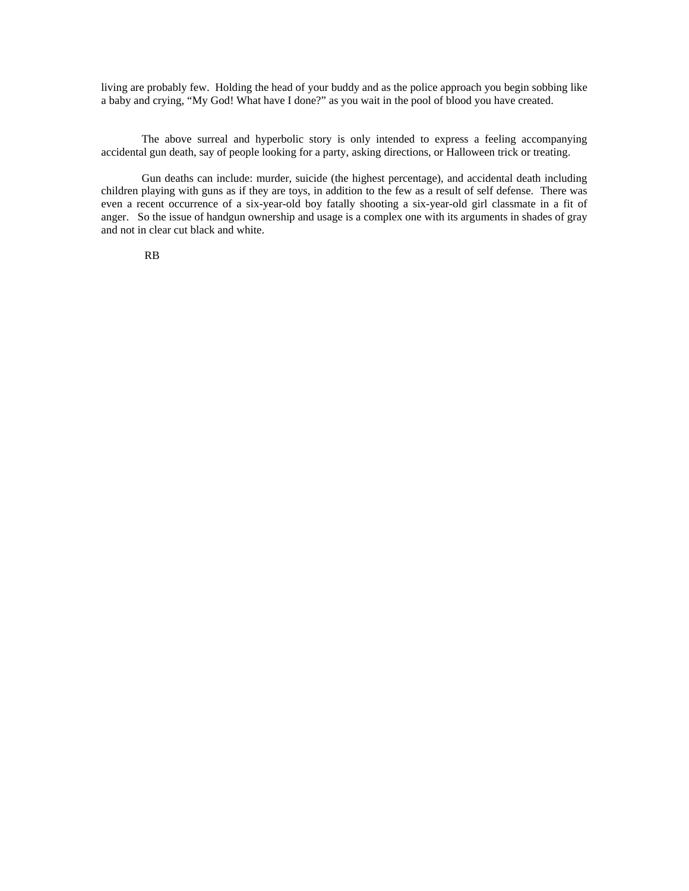living are probably few. Holding the head of your buddy and as the police approach you begin sobbing like a baby and crying, “My God! What have I done?” as you wait in the pool of blood you have created.

The above surreal and hyperbolic story is only intended to express a feeling accompanying accidental gun death, say of people looking for a party, asking directions, or Halloween trick or treating.

Gun deaths can include: murder, suicide (the highest percentage), and accidental death including children playing with guns as if they are toys, in addition to the few as a result of self defense. There was even a recent occurrence of a six-year-old boy fatally shooting a six-year-old girl classmate in a fit of anger. So the issue of handgun ownership and usage is a complex one with its arguments in shades of gray and not in clear cut black and white.

RB